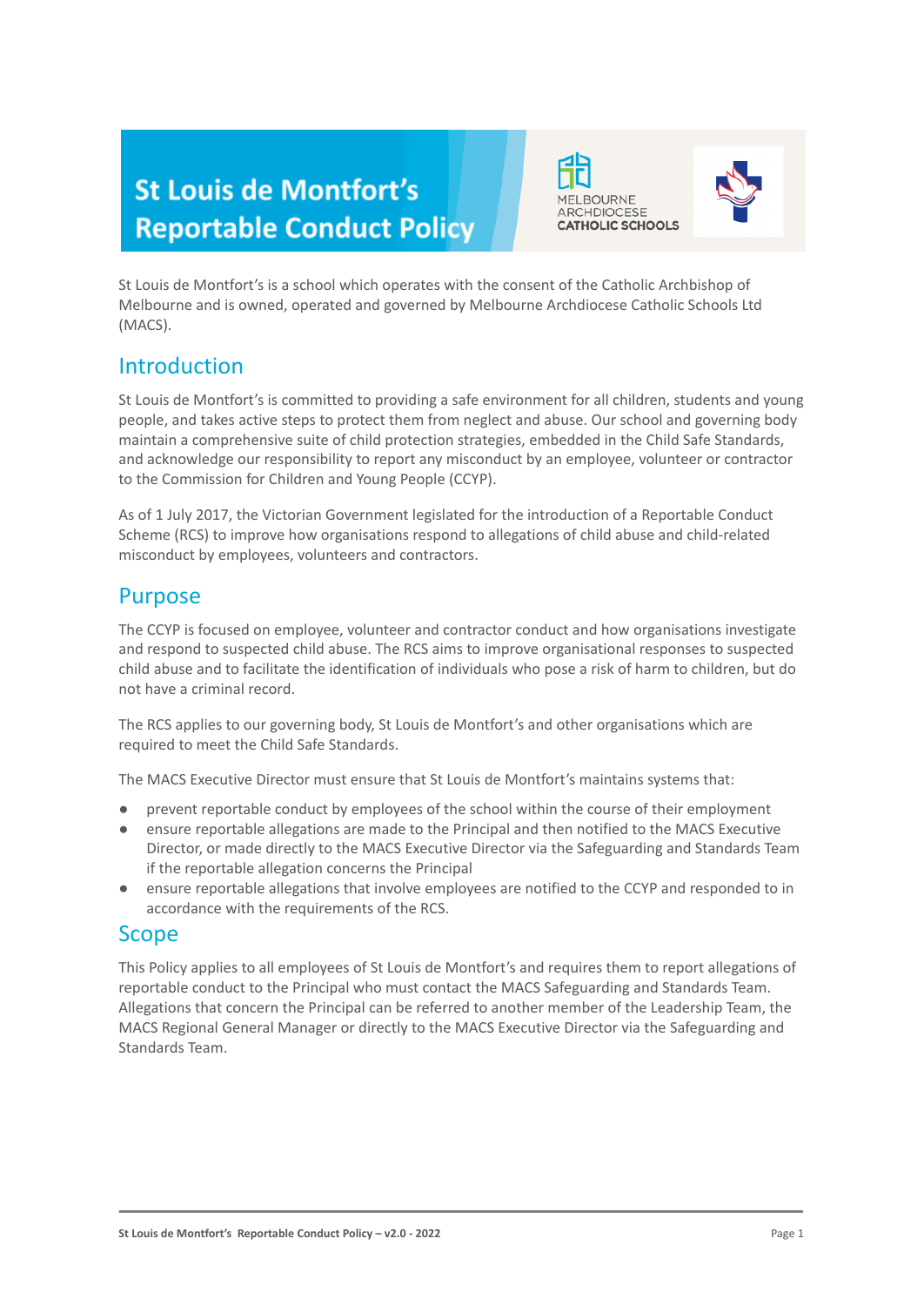# St Louis de Montfort's Reportable Conduct Policy

St Louis de Montfort's is a school which operates with the consent of the Catholic Archbishop of Melbourne and is owned, operated and governed by Melbourne Archdiocese Catholic Schools Ltd (MACS).

## Introduction

St Louis de Montfort's is committed to providing a safe environment for all children, students and young people, and takes active steps to protect them from neglect and abuse. Our school and governing body maintain a comprehensive suite of child protection strategies, embedded in the Child Safe Standards, and acknowledge our responsibility to report any misconduct by an employee, volunteer or contractor to the Commission for Children and Young People (CCYP).

As of 1 July 2017, the Victorian Government legislated for the introduction of a Reportable Conduct Scheme (RCS) to improve how organisations respond to allegations of child abuse and child-related misconduct by employees, volunteers and contractors.

## Purpose

The CCYP is focused on employee, volunteer and contractor conduct and how organisations investigate and respond to suspected child abuse. The RCS aims to improve organisational responses to suspected child abuse and to facilitate the identification of individuals who pose a risk of harm to children, but do not have a criminal record.

The RCS applies to our governing body, St Louis de Montfort's and other organisations which are required to meet the Child Safe Standards.

The MACS Executive Director must ensure that St Louis de Montfort's maintains systems that:

- prevent reportable conduct by employees of the school within the course of their employment
- ensure reportable allegations are made to the Principal and then notified to the MACS Executive Director, or made directly to the MACS Executive Director via the Safeguarding and Standards Team if the reportable allegation concerns the Principal
- ensure reportable allegations that involve employees are notified to the CCYP and responded to in accordance with the requirements of the RCS.

## Scope

This Policy applies to all employees of St Louis de Montfort's and requires them to report allegations of reportable conduct to the Principal who must contact the MACS Safeguarding and Standards Team. Allegations that concern the Principal can be referred to another member of the Leadership Team, the MACS Regional General Manager or directly to the MACS Executive Director via the Safeguarding and Standards Team.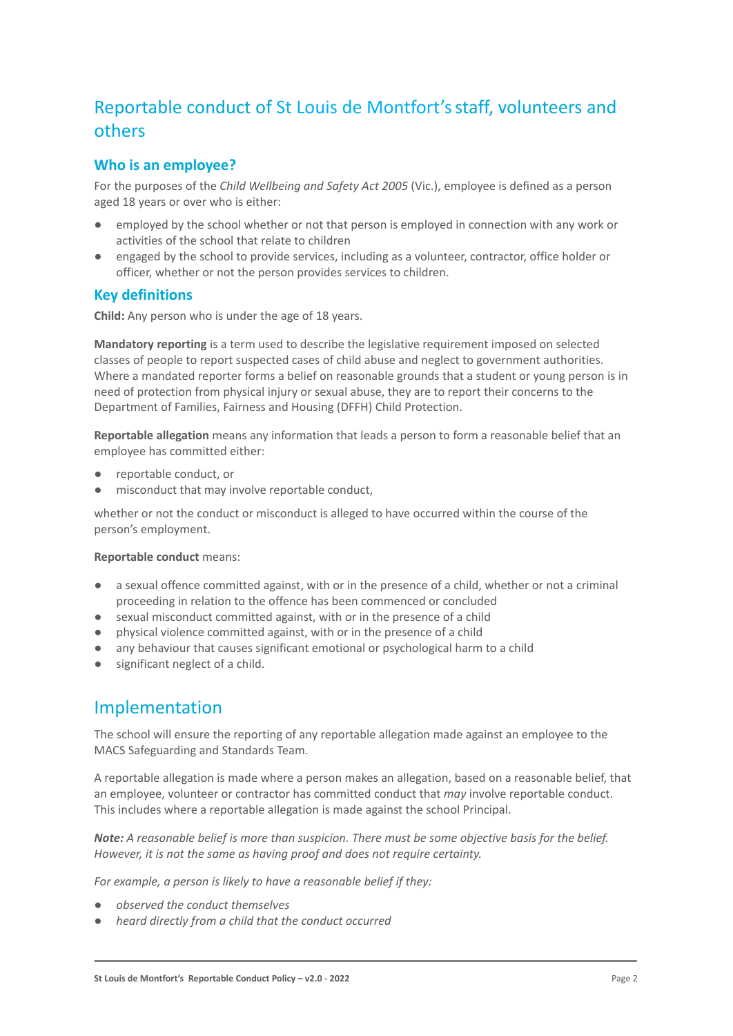# Reportable conduct of St Louis de Montfort's staff, volunteers and others

## Who is an employee?

For the purposes of the *Child Wellbeing and Safety Act 2005* (Vic.), employee is defined as a person aged 18 years or over who is either:

- employed by the school whether or not that person is employed in connection with any work or activities of the school that relate to children
- engaged by the school to provide services, including as a volunteer, contractor, office holder or officer, whether or not the person provides services to children.

## Key definitions

**Child:** Any person who is under the age of 18 years.

**Mandatory reporting** is a term used to describe the legislative requirement imposed on selected classes of people to report suspected cases of child abuse and neglect to government authorities. Where a mandated reporter forms a belief on reasonable grounds that a student or young person is in need of protection from physical injury or sexual abuse, they are to report their concerns to the Department of Families, Fairness and Housing (DFFH) Child Protection.

**Reportable allegation** means any information that leads a person to form a reasonable belief that an employee has committed either:

- reportable conduct, or
- misconduct that may involve reportable conduct,

whether or not the conduct or misconduct is alleged to have occurred within the course of the person's employment.

**Reportable conduct** means:

- a sexual offence committed against, with or in the presence of a child, whether or not a criminal proceeding in relation to the offence has been commenced or concluded
- sexual misconduct committed against, with or in the presence of a child
- physical violence committed against, with or in the presence of a child
- any behaviour that causes significant emotional or psychological harm to a child
- significant neglect of a child.

# Implementation

The school will ensure the reporting of any reportable allegation made against an employee to the MACS Safeguarding and Standards Team.

A reportable allegation is made where a person makes an allegation, based on a reasonable belief, that an employee, volunteer or contractor has committed conduct that *may* involve reportable conduct. This includes where a reportable allegation is made against the school Principal.

***Note:*** *A reasonable belief is more than suspicion. There must be some objective basis for the belief. However, it is not the same as having proof and does not require certainty.*

*For example, a person is likely to have a reasonable belief if they:*

- *observed the conduct themselves*
- *heard directly from a child that the conduct occurred*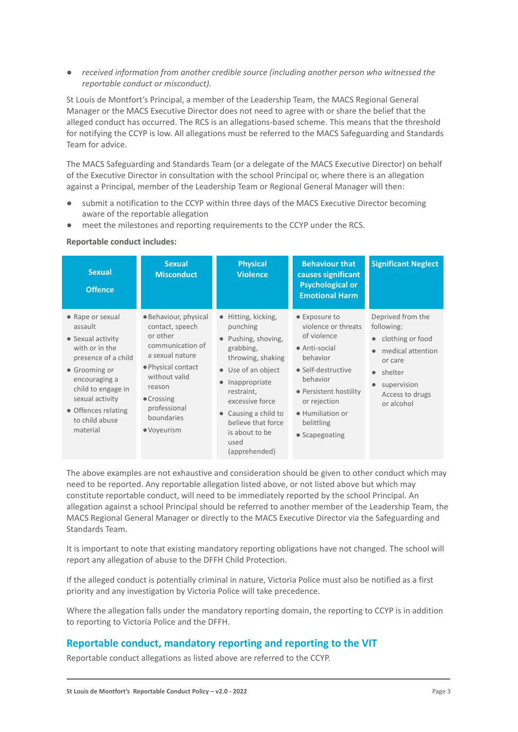- *received information from another credible source (including another person who witnessed the reportable conduct or misconduct).*

St Louis de Montfort's Principal, a member of the Leadership Team, the MACS Regional General Manager or the MACS Executive Director does not need to agree with or share the belief that the alleged conduct has occurred. The RCS is an allegations-based scheme. This means that the threshold for notifying the CCYP is low. All allegations must be referred to the MACS Safeguarding and Standards Team for advice.

The MACS Safeguarding and Standards Team (or a delegate of the MACS Executive Director) on behalf of the Executive Director in consultation with the school Principal or, where there is an allegation against a Principal, member of the Leadership Team or Regional General Manager will then:

- submit a notification to the CCYP within three days of the MACS Executive Director becoming aware of the reportable allegation
- meet the milestones and reporting requirements to the CCYP under the RCS.

**Reportable conduct includes:**

| Sexual Offence | Sexual Misconduct | Physical Violence | Behaviour that causes significant Psychological or Emotional Harm | Significant Neglect |
|---|---|---|---|---|
| • Rape or sexual assault<br>• Sexual activity with or in the presence of a child<br>• Grooming or encouraging a child to engage in sexual activity<br>• Offences relating to child abuse material | • Behaviour, physical contact, speech or other communication of a sexual nature<br>• Physical contact without valid reason<br>• Crossing professional boundaries<br>• Voyeurism | • Hitting, kicking, punching<br>• Pushing, shoving, grabbing, throwing, shaking<br>• Use of an object<br>• Inappropriate restraint, excessive force<br>• Causing a child to believe that force is about to be used (apprehended) | • Exposure to violence or threats of violence<br>• Anti-social behavior<br>• Self-destructive behavior<br>• Persistent hostility or rejection<br>• Humiliation or belittling<br>• Scapegoating | Deprived from the following:<br>• clothing or food<br>• medical attention or care<br>• shelter<br>• supervision Access to drugs or alcohol |

The above examples are not exhaustive and consideration should be given to other conduct which may need to be reported. Any reportable allegation listed above, or not listed above but which may constitute reportable conduct, will need to be immediately reported by the school Principal. An allegation against a school Principal should be referred to another member of the Leadership Team, the MACS Regional General Manager or directly to the MACS Executive Director via the Safeguarding and Standards Team.

It is important to note that existing mandatory reporting obligations have not changed. The school will report any allegation of abuse to the DFFH Child Protection.

If the alleged conduct is potentially criminal in nature, Victoria Police must also be notified as a first priority and any investigation by Victoria Police will take precedence.

Where the allegation falls under the mandatory reporting domain, the reporting to CCYP is in addition to reporting to Victoria Police and the DFFH.

## Reportable conduct, mandatory reporting and reporting to the VIT

Reportable conduct allegations as listed above are referred to the CCYP.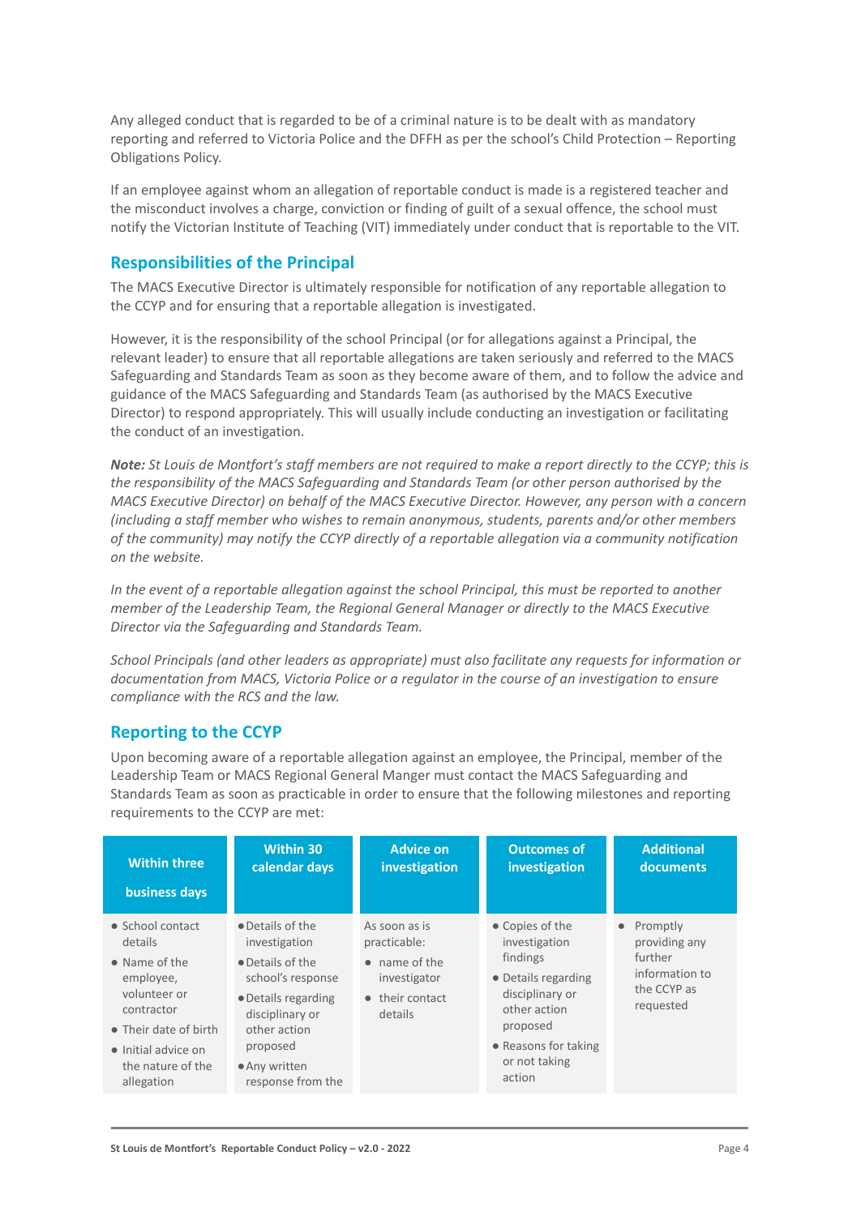Any alleged conduct that is regarded to be of a criminal nature is to be dealt with as mandatory reporting and referred to Victoria Police and the DFFH as per the school's Child Protection – Reporting Obligations Policy.

If an employee against whom an allegation of reportable conduct is made is a registered teacher and the misconduct involves a charge, conviction or finding of guilt of a sexual offence, the school must notify the Victorian Institute of Teaching (VIT) immediately under conduct that is reportable to the VIT.

## Responsibilities of the Principal

The MACS Executive Director is ultimately responsible for notification of any reportable allegation to the CCYP and for ensuring that a reportable allegation is investigated.

However, it is the responsibility of the school Principal (or for allegations against a Principal, the relevant leader) to ensure that all reportable allegations are taken seriously and referred to the MACS Safeguarding and Standards Team as soon as they become aware of them, and to follow the advice and guidance of the MACS Safeguarding and Standards Team (as authorised by the MACS Executive Director) to respond appropriately. This will usually include conducting an investigation or facilitating the conduct of an investigation.

***Note:*** *St Louis de Montfort's staff members are not required to make a report directly to the CCYP; this is the responsibility of the MACS Safeguarding and Standards Team (or other person authorised by the MACS Executive Director) on behalf of the MACS Executive Director. However, any person with a concern (including a staff member who wishes to remain anonymous, students, parents and/or other members of the community) may notify the CCYP directly of a reportable allegation via a community notification on the website.*

*In the event of a reportable allegation against the school Principal, this must be reported to another member of the Leadership Team, the Regional General Manager or directly to the MACS Executive Director via the Safeguarding and Standards Team.*

*School Principals (and other leaders as appropriate) must also facilitate any requests for information or documentation from MACS, Victoria Police or a regulator in the course of an investigation to ensure compliance with the RCS and the law.*

## Reporting to the CCYP

Upon becoming aware of a reportable allegation against an employee, the Principal, member of the Leadership Team or MACS Regional General Manger must contact the MACS Safeguarding and Standards Team as soon as practicable in order to ensure that the following milestones and reporting requirements to the CCYP are met:

| Within three business days | Within 30 calendar days | Advice on investigation | Outcomes of investigation | Additional documents |
|---|---|---|---|---|
| • School contact details<br>• Name of the employee, volunteer or contractor<br>• Their date of birth<br>• Initial advice on the nature of the allegation | • Details of the investigation<br>• Details of the school's response<br>• Details regarding disciplinary or other action proposed<br>• Any written response from the | As soon as is practicable:<br>• name of the investigator<br>• their contact details | • Copies of the investigation findings<br>• Details regarding disciplinary or other action proposed<br>• Reasons for taking or not taking action | • Promptly providing any further information to the CCYP as requested |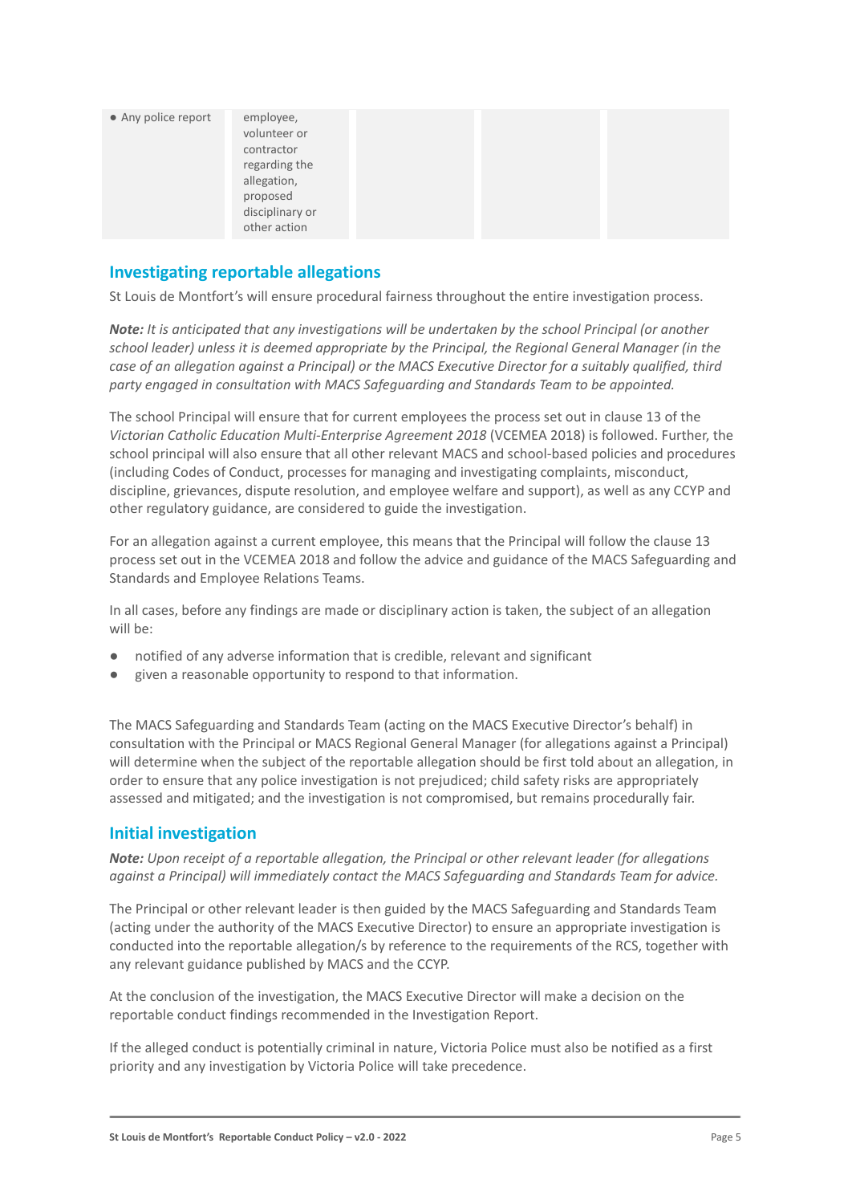| ● Any police report | employee, volunteer or contractor regarding the allegation, proposed disciplinary or other action | | | |
|---|---|---|---|---|

## Investigating reportable allegations

St Louis de Montfort's will ensure procedural fairness throughout the entire investigation process.

***Note:*** *It is anticipated that any investigations will be undertaken by the school Principal (or another school leader) unless it is deemed appropriate by the Principal, the Regional General Manager (in the case of an allegation against a Principal) or the MACS Executive Director for a suitably qualified, third party engaged in consultation with MACS Safeguarding and Standards Team to be appointed.*

The school Principal will ensure that for current employees the process set out in clause 13 of the *Victorian Catholic Education Multi-Enterprise Agreement 2018* (VCEMEA 2018) is followed. Further, the school principal will also ensure that all other relevant MACS and school-based policies and procedures (including Codes of Conduct, processes for managing and investigating complaints, misconduct, discipline, grievances, dispute resolution, and employee welfare and support), as well as any CCYP and other regulatory guidance, are considered to guide the investigation.

For an allegation against a current employee, this means that the Principal will follow the clause 13 process set out in the VCEMEA 2018 and follow the advice and guidance of the MACS Safeguarding and Standards and Employee Relations Teams.

In all cases, before any findings are made or disciplinary action is taken, the subject of an allegation will be:

- notified of any adverse information that is credible, relevant and significant
- given a reasonable opportunity to respond to that information.

The MACS Safeguarding and Standards Team (acting on the MACS Executive Director's behalf) in consultation with the Principal or MACS Regional General Manager (for allegations against a Principal) will determine when the subject of the reportable allegation should be first told about an allegation, in order to ensure that any police investigation is not prejudiced; child safety risks are appropriately assessed and mitigated; and the investigation is not compromised, but remains procedurally fair.

## Initial investigation

***Note:*** *Upon receipt of a reportable allegation, the Principal or other relevant leader (for allegations against a Principal) will immediately contact the MACS Safeguarding and Standards Team for advice.*

The Principal or other relevant leader is then guided by the MACS Safeguarding and Standards Team (acting under the authority of the MACS Executive Director) to ensure an appropriate investigation is conducted into the reportable allegation/s by reference to the requirements of the RCS, together with any relevant guidance published by MACS and the CCYP.

At the conclusion of the investigation, the MACS Executive Director will make a decision on the reportable conduct findings recommended in the Investigation Report.

If the alleged conduct is potentially criminal in nature, Victoria Police must also be notified as a first priority and any investigation by Victoria Police will take precedence.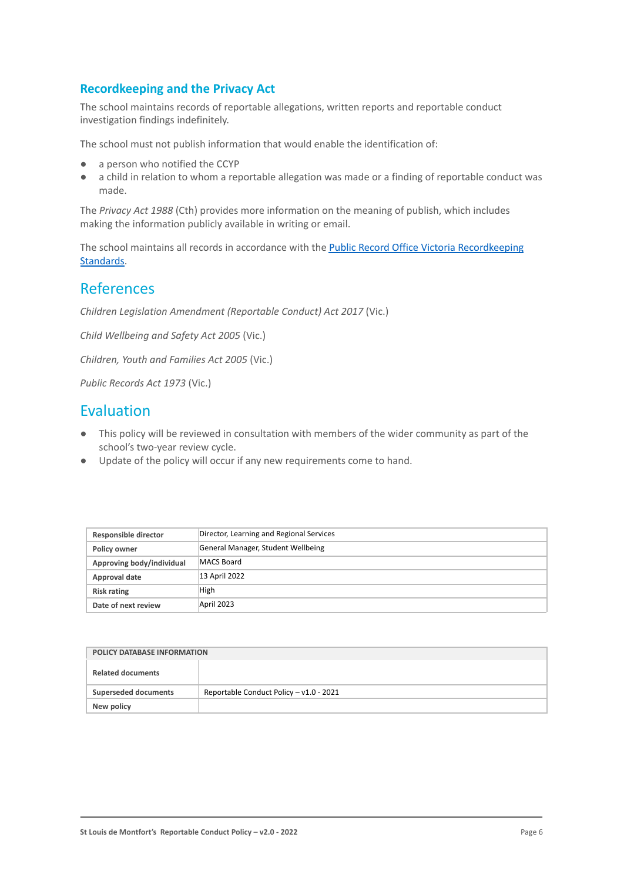### Recordkeeping and the Privacy Act

The school maintains records of reportable allegations, written reports and reportable conduct investigation findings indefinitely.

The school must not publish information that would enable the identification of:

- a person who notified the CCYP
- a child in relation to whom a reportable allegation was made or a finding of reportable conduct was made.

The *Privacy Act 1988* (Cth) provides more information on the meaning of publish, which includes making the information publicly available in writing or email.

The school maintains all records in accordance with the Public Record Office Victoria Recordkeeping Standards.

## References

*Children Legislation Amendment (Reportable Conduct) Act 2017* (Vic.)

*Child Wellbeing and Safety Act 2005* (Vic.)

*Children, Youth and Families Act 2005* (Vic.)

*Public Records Act 1973* (Vic.)

## Evaluation

- This policy will be reviewed in consultation with members of the wider community as part of the school's two-year review cycle.
- Update of the policy will occur if any new requirements come to hand.

| | |
|---|---|
| **Responsible director** | Director, Learning and Regional Services |
| **Policy owner** | General Manager, Student Wellbeing |
| **Approving body/individual** | MACS Board |
| **Approval date** | 13 April 2022 |
| **Risk rating** | High |
| **Date of next review** | April 2023 |

| **POLICY DATABASE INFORMATION** | |
|---|---|
| **Related documents** | |
| **Superseded documents** | Reportable Conduct Policy – v1.0 - 2021 |
| **New policy** | |